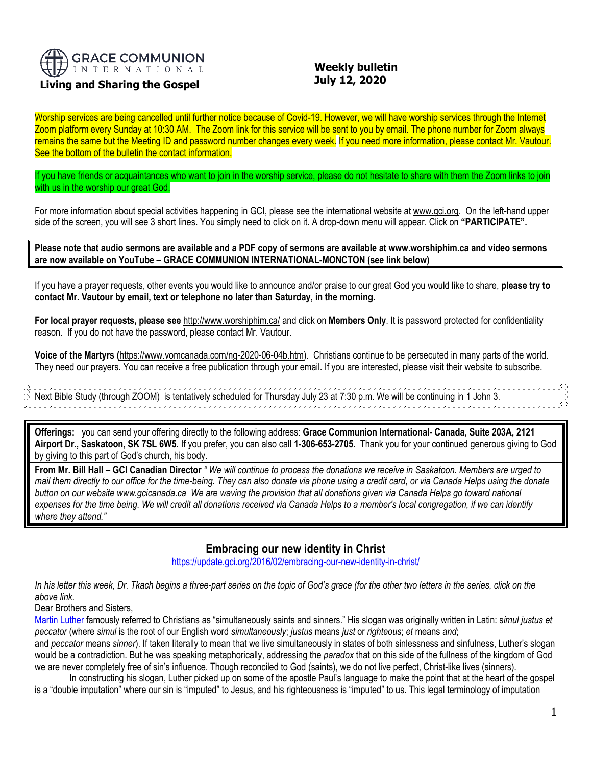GRACE COMMUNION INTERNATIONAL

**Living and Sharing the Gospel**

**Weekly bulletin**
**July 12, 2020**

Worship services are being cancelled until further notice because of Covid-19. However, we will have worship services through the Internet Zoom platform every Sunday at 10:30 AM. The Zoom link for this service will be sent to you by email. The phone number for Zoom always remains the same but the Meeting ID and password number changes every week. If you need more information, please contact Mr. Vautour. See the bottom of the bulletin the contact information.

If you have friends or acquaintances who want to join in the worship service, please do not hesitate to share with them the Zoom links to join with us in the worship our great God.

For more information about special activities happening in GCI, please see the international website at www.gci.org. On the left-hand upper side of the screen, you will see 3 short lines. You simply need to click on it. A drop-down menu will appear. Click on **"PARTICIPATE".**

**Please note that audio sermons are available and a PDF copy of sermons are available at www.worshiphim.ca and video sermons are now available on YouTube – GRACE COMMUNION INTERNATIONAL-MONCTON (see link below)**

If you have a prayer requests, other events you would like to announce and/or praise to our great God you would like to share, **please try to contact Mr. Vautour by email, text or telephone no later than Saturday, in the morning.**

**For local prayer requests, please see** http://www.worshiphim.ca/ and click on **Members Only**. It is password protected for confidentiality reason. If you do not have the password, please contact Mr. Vautour.

**Voice of the Martyrs (**https://www.vomcanada.com/ng-2020-06-04b.htm). Christians continue to be persecuted in many parts of the world. They need our prayers. You can receive a free publication through your email. If you are interested, please visit their website to subscribe.

Next Bible Study (through ZOOM) is tentatively scheduled for Thursday July 23 at 7:30 p.m. We will be continuing in 1 John 3.

**Offerings:** you can send your offering directly to the following address: **Grace Communion International- Canada, Suite 203A, 2121 Airport Dr., Saskatoon, SK 7SL 6W5.** If you prefer, you can also call **1-306-653-2705.** Thank you for your continued generous giving to God by giving to this part of God's church, his body.

**From Mr. Bill Hall – GCI Canadian Director** *" We will continue to process the donations we receive in Saskatoon. Members are urged to mail them directly to our office for the time-being. They can also donate via phone using a credit card, or via Canada Helps using the donate button on our website www.gcicanada.ca We are waving the provision that all donations given via Canada Helps go toward national expenses for the time being. We will credit all donations received via Canada Helps to a member's local congregation, if we can identify where they attend."*

## Embracing our new identity in Christ

https://update.gci.org/2016/02/embracing-our-new-identity-in-christ/

*In his letter this week, Dr. Tkach begins a three-part series on the topic of God's grace (for the other two letters in the series, click on the above link.*

Dear Brothers and Sisters,

Martin Luther famously referred to Christians as "simultaneously saints and sinners." His slogan was originally written in Latin: s*imul justus et peccator* (where *simul* is the root of our English word *simultaneously*; *justus* means *just* or *righteous*; *et* means *and*; and *peccator* means *sinner*). If taken literally to mean that we live simultaneously in states of both sinlessness and sinfulness, Luther's slogan would be a contradiction. But he was speaking metaphorically, addressing the *paradox* that on this side of the fullness of the kingdom of God we are never completely free of sin's influence. Though reconciled to God (saints), we do not live perfect, Christ-like lives (sinners).

In constructing his slogan, Luther picked up on some of the apostle Paul's language to make the point that at the heart of the gospel is a "double imputation" where our sin is "imputed" to Jesus, and his righteousness is "imputed" to us. This legal terminology of imputation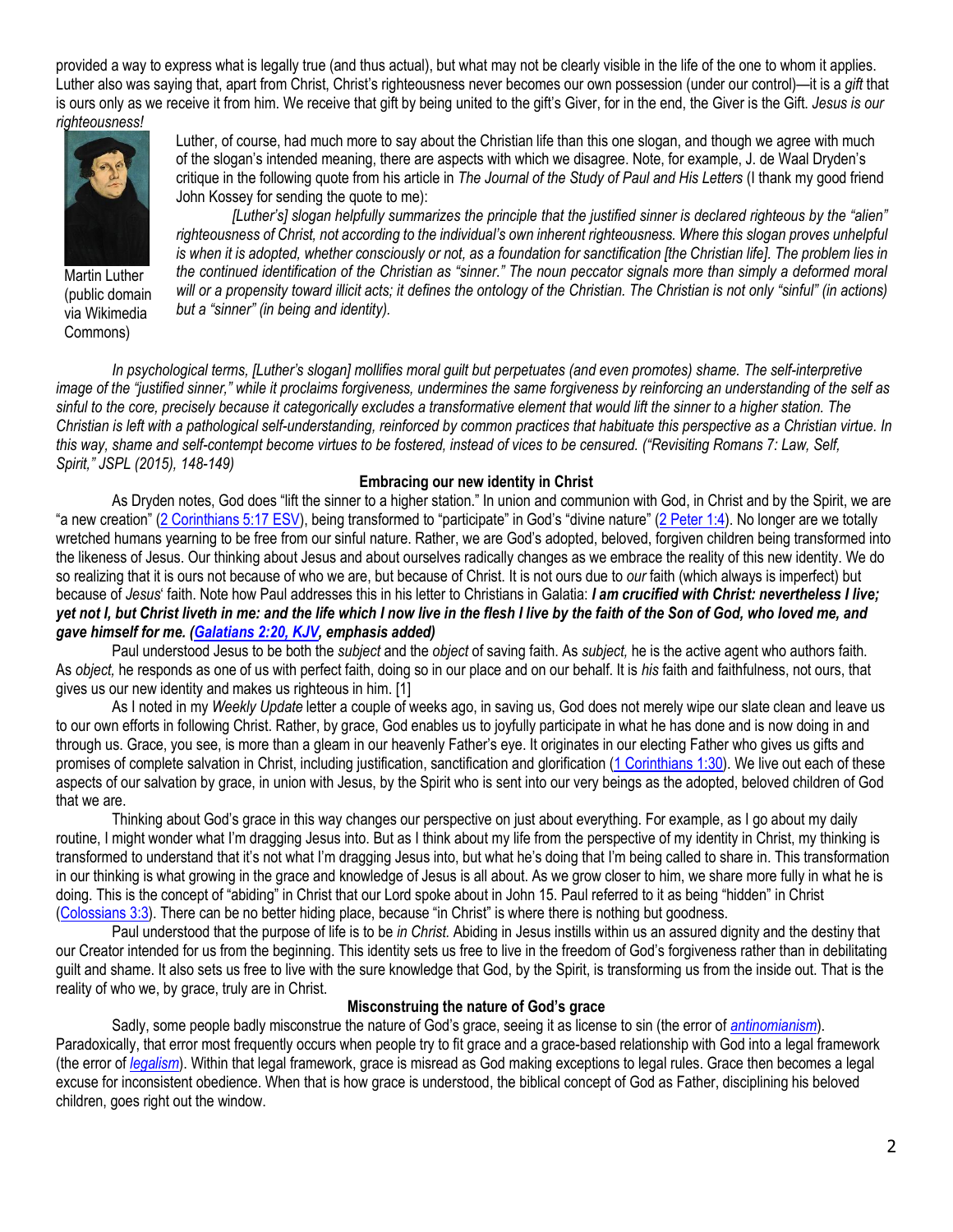provided a way to express what is legally true (and thus actual), but what may not be clearly visible in the life of the one to whom it applies. Luther also was saying that, apart from Christ, Christ's righteousness never becomes our own possession (under our control)—it is a *gift* that is ours only as we receive it from him. We receive that gift by being united to the gift's Giver, for in the end, the Giver is the Gift. *Jesus is our righteousness!*

Martin Luther (public domain via Wikimedia Commons)

Luther, of course, had much more to say about the Christian life than this one slogan, and though we agree with much of the slogan's intended meaning, there are aspects with which we disagree. Note, for example, J. de Waal Dryden's critique in the following quote from his article in *The Journal of the Study of Paul and His Letters* (I thank my good friend John Kossey for sending the quote to me):

*[Luther's] slogan helpfully summarizes the principle that the justified sinner is declared righteous by the "alien" righteousness of Christ, not according to the individual's own inherent righteousness. Where this slogan proves unhelpful is when it is adopted, whether consciously or not, as a foundation for sanctification [the Christian life]. The problem lies in the continued identification of the Christian as "sinner." The noun peccator signals more than simply a deformed moral will or a propensity toward illicit acts; it defines the ontology of the Christian. The Christian is not only "sinful" (in actions) but a "sinner" (in being and identity).*

*In psychological terms, [Luther's slogan] mollifies moral guilt but perpetuates (and even promotes) shame. The self-interpretive image of the "justified sinner," while it proclaims forgiveness, undermines the same forgiveness by reinforcing an understanding of the self as sinful to the core, precisely because it categorically excludes a transformative element that would lift the sinner to a higher station. The Christian is left with a pathological self-understanding, reinforced by common practices that habituate this perspective as a Christian virtue. In this way, shame and self-contempt become virtues to be fostered, instead of vices to be censured. ("Revisiting Romans 7: Law, Self, Spirit," JSPL (2015), 148-149)*

## Embracing our new identity in Christ

As Dryden notes, God does "lift the sinner to a higher station." In union and communion with God, in Christ and by the Spirit, we are "a new creation" (2 Corinthians 5:17 ESV), being transformed to "participate" in God's "divine nature" (2 Peter 1:4). No longer are we totally wretched humans yearning to be free from our sinful nature. Rather, we are God's adopted, beloved, forgiven children being transformed into the likeness of Jesus. Our thinking about Jesus and about ourselves radically changes as we embrace the reality of this new identity. We do so realizing that it is ours not because of who we are, but because of Christ. It is not ours due to *our* faith (which always is imperfect) but because of *Jesus*' faith. Note how Paul addresses this in his letter to Christians in Galatia: ***I am crucified with Christ: nevertheless I live; yet not I, but Christ liveth in me: and the life which I now live in the flesh I live by the faith of the Son of God, who loved me, and gave himself for me. (Galatians 2:20, KJV, emphasis added)***

Paul understood Jesus to be both the *subject* and the *object* of saving faith. As *subject,* he is the active agent who authors faith. As *object,* he responds as one of us with perfect faith, doing so in our place and on our behalf. It is *his* faith and faithfulness, not ours, that gives us our new identity and makes us righteous in him. [1]

As I noted in my *Weekly Update* letter a couple of weeks ago, in saving us, God does not merely wipe our slate clean and leave us to our own efforts in following Christ. Rather, by grace, God enables us to joyfully participate in what he has done and is now doing in and through us. Grace, you see, is more than a gleam in our heavenly Father's eye. It originates in our electing Father who gives us gifts and promises of complete salvation in Christ, including justification, sanctification and glorification (1 Corinthians 1:30). We live out each of these aspects of our salvation by grace, in union with Jesus, by the Spirit who is sent into our very beings as the adopted, beloved children of God that we are.

Thinking about God's grace in this way changes our perspective on just about everything. For example, as I go about my daily routine, I might wonder what I'm dragging Jesus into. But as I think about my life from the perspective of my identity in Christ, my thinking is transformed to understand that it's not what I'm dragging Jesus into, but what he's doing that I'm being called to share in. This transformation in our thinking is what growing in the grace and knowledge of Jesus is all about. As we grow closer to him, we share more fully in what he is doing. This is the concept of "abiding" in Christ that our Lord spoke about in John 15. Paul referred to it as being "hidden" in Christ (Colossians 3:3). There can be no better hiding place, because "in Christ" is where there is nothing but goodness.

Paul understood that the purpose of life is to be *in Christ.* Abiding in Jesus instills within us an assured dignity and the destiny that our Creator intended for us from the beginning. This identity sets us free to live in the freedom of God's forgiveness rather than in debilitating guilt and shame. It also sets us free to live with the sure knowledge that God, by the Spirit, is transforming us from the inside out. That is the reality of who we, by grace, truly are in Christ.

## Misconstruing the nature of God's grace

Sadly, some people badly misconstrue the nature of God's grace, seeing it as license to sin (the error of *antinomianism*). Paradoxically, that error most frequently occurs when people try to fit grace and a grace-based relationship with God into a legal framework (the error of *legalism*). Within that legal framework, grace is misread as God making exceptions to legal rules. Grace then becomes a legal excuse for inconsistent obedience. When that is how grace is understood, the biblical concept of God as Father, disciplining his beloved children, goes right out the window.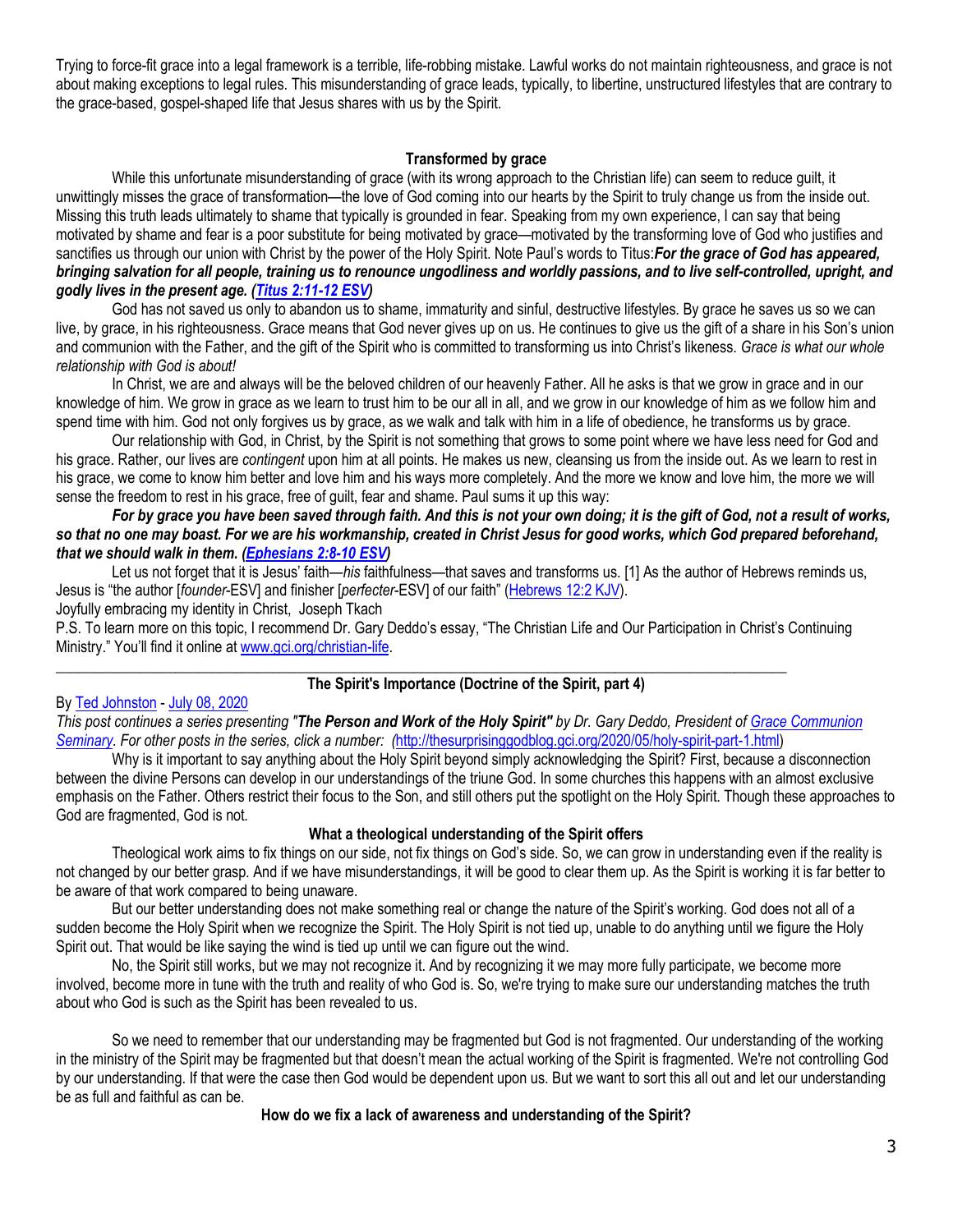Trying to force-fit grace into a legal framework is a terrible, life-robbing mistake. Lawful works do not maintain righteousness, and grace is not about making exceptions to legal rules. This misunderstanding of grace leads, typically, to libertine, unstructured lifestyles that are contrary to the grace-based, gospel-shaped life that Jesus shares with us by the Spirit.

**Transformed by grace**

While this unfortunate misunderstanding of grace (with its wrong approach to the Christian life) can seem to reduce guilt, it unwittingly misses the grace of transformation—the love of God coming into our hearts by the Spirit to truly change us from the inside out. Missing this truth leads ultimately to shame that typically is grounded in fear. Speaking from my own experience, I can say that being motivated by shame and fear is a poor substitute for being motivated by grace—motivated by the transforming love of God who justifies and sanctifies us through our union with Christ by the power of the Holy Spirit. Note Paul's words to Titus:***For the grace of God has appeared, bringing salvation for all people, training us to renounce ungodliness and worldly passions, and to live self-controlled, upright, and godly lives in the present age. (Titus 2:11-12 ESV)***

God has not saved us only to abandon us to shame, immaturity and sinful, destructive lifestyles. By grace he saves us so we can live, by grace, in his righteousness. Grace means that God never gives up on us. He continues to give us the gift of a share in his Son's union and communion with the Father, and the gift of the Spirit who is committed to transforming us into Christ's likeness. *Grace is what our whole relationship with God is about!*

In Christ, we are and always will be the beloved children of our heavenly Father. All he asks is that we grow in grace and in our knowledge of him. We grow in grace as we learn to trust him to be our all in all, and we grow in our knowledge of him as we follow him and spend time with him. God not only forgives us by grace, as we walk and talk with him in a life of obedience, he transforms us by grace.

Our relationship with God, in Christ, by the Spirit is not something that grows to some point where we have less need for God and his grace. Rather, our lives are *contingent* upon him at all points. He makes us new, cleansing us from the inside out. As we learn to rest in his grace, we come to know him better and love him and his ways more completely. And the more we know and love him, the more we will sense the freedom to rest in his grace, free of guilt, fear and shame. Paul sums it up this way:

***For by grace you have been saved through faith. And this is not your own doing; it is the gift of God, not a result of works, so that no one may boast. For we are his workmanship, created in Christ Jesus for good works, which God prepared beforehand, that we should walk in them. (Ephesians 2:8-10 ESV)***

Let us not forget that it is Jesus' faith—*his* faithfulness—that saves and transforms us. [1] As the author of Hebrews reminds us, Jesus is "the author [*founder*-ESV] and finisher [*perfecter*-ESV] of our faith" (Hebrews 12:2 KJV).

Joyfully embracing my identity in Christ, Joseph Tkach

P.S. To learn more on this topic, I recommend Dr. Gary Deddo's essay, "The Christian Life and Our Participation in Christ's Continuing Ministry." You'll find it online at www.gci.org/christian-life.

---

**The Spirit's Importance (Doctrine of the Spirit, part 4)**

By Ted Johnston - July 08, 2020

*This post continues a series presenting "**The Person and Work of the Holy Spirit"** by Dr. Gary Deddo, President of Grace Communion Seminary. For other posts in the series, click a number: (*http://thesurprisinggodblog.gci.org/2020/05/holy-spirit-part-1.html)

Why is it important to say anything about the Holy Spirit beyond simply acknowledging the Spirit? First, because a disconnection between the divine Persons can develop in our understandings of the triune God. In some churches this happens with an almost exclusive emphasis on the Father. Others restrict their focus to the Son, and still others put the spotlight on the Holy Spirit. Though these approaches to God are fragmented, God is not.

**What a theological understanding of the Spirit offers**

Theological work aims to fix things on our side, not fix things on God's side. So, we can grow in understanding even if the reality is not changed by our better grasp. And if we have misunderstandings, it will be good to clear them up. As the Spirit is working it is far better to be aware of that work compared to being unaware.

But our better understanding does not make something real or change the nature of the Spirit's working. God does not all of a sudden become the Holy Spirit when we recognize the Spirit. The Holy Spirit is not tied up, unable to do anything until we figure the Holy Spirit out. That would be like saying the wind is tied up until we can figure out the wind.

No, the Spirit still works, but we may not recognize it. And by recognizing it we may more fully participate, we become more involved, become more in tune with the truth and reality of who God is. So, we're trying to make sure our understanding matches the truth about who God is such as the Spirit has been revealed to us.

So we need to remember that our understanding may be fragmented but God is not fragmented. Our understanding of the working in the ministry of the Spirit may be fragmented but that doesn't mean the actual working of the Spirit is fragmented. We're not controlling God by our understanding. If that were the case then God would be dependent upon us. But we want to sort this all out and let our understanding be as full and faithful as can be.

**How do we fix a lack of awareness and understanding of the Spirit?**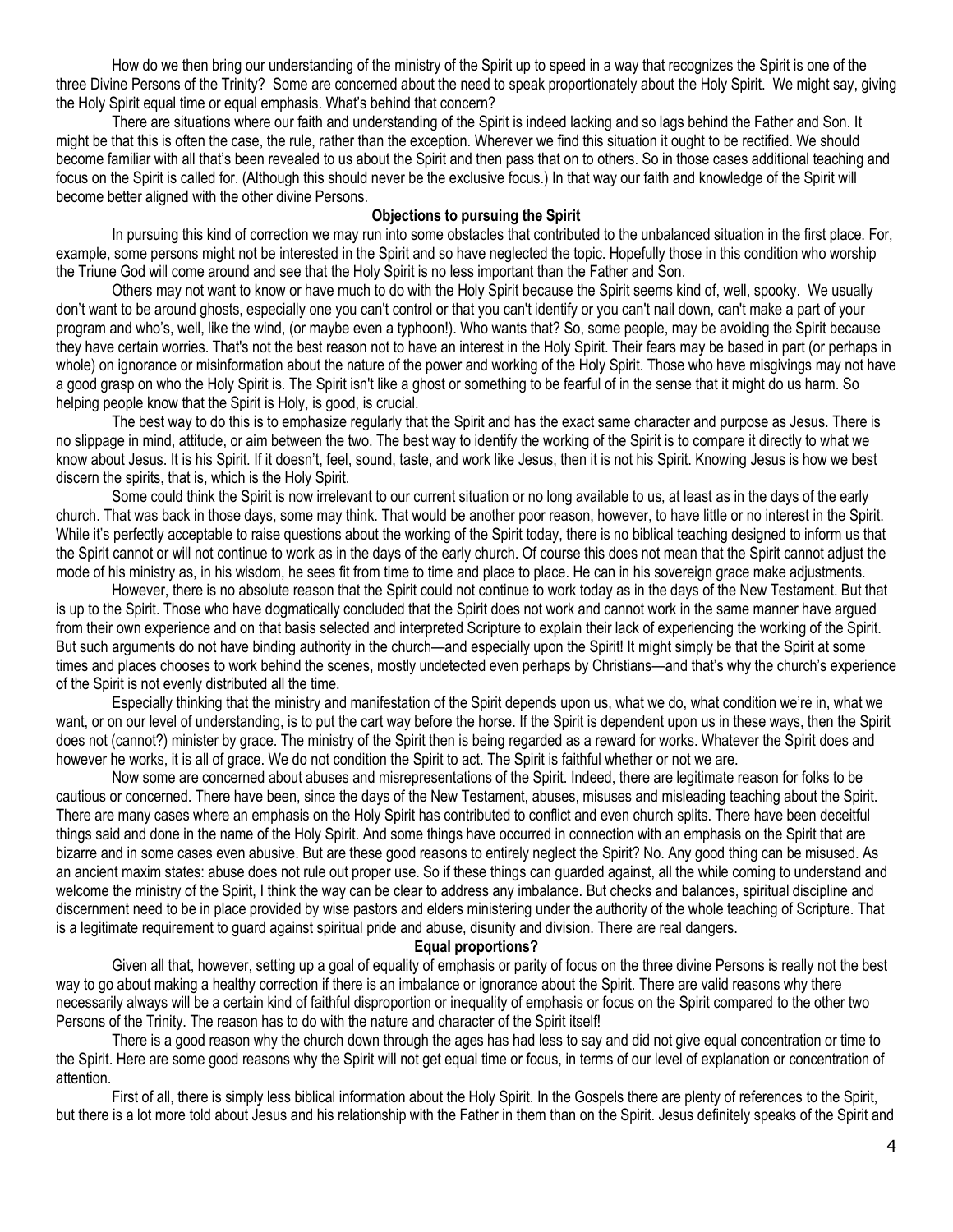How do we then bring our understanding of the ministry of the Spirit up to speed in a way that recognizes the Spirit is one of the three Divine Persons of the Trinity? Some are concerned about the need to speak proportionately about the Holy Spirit. We might say, giving the Holy Spirit equal time or equal emphasis. What's behind that concern?

There are situations where our faith and understanding of the Spirit is indeed lacking and so lags behind the Father and Son. It might be that this is often the case, the rule, rather than the exception. Wherever we find this situation it ought to be rectified. We should become familiar with all that's been revealed to us about the Spirit and then pass that on to others. So in those cases additional teaching and focus on the Spirit is called for. (Although this should never be the exclusive focus.) In that way our faith and knowledge of the Spirit will become better aligned with the other divine Persons.

**Objections to pursuing the Spirit**

In pursuing this kind of correction we may run into some obstacles that contributed to the unbalanced situation in the first place. For, example, some persons might not be interested in the Spirit and so have neglected the topic. Hopefully those in this condition who worship the Triune God will come around and see that the Holy Spirit is no less important than the Father and Son.

Others may not want to know or have much to do with the Holy Spirit because the Spirit seems kind of, well, spooky. We usually don't want to be around ghosts, especially one you can't control or that you can't identify or you can't nail down, can't make a part of your program and who's, well, like the wind, (or maybe even a typhoon!). Who wants that? So, some people, may be avoiding the Spirit because they have certain worries. That's not the best reason not to have an interest in the Holy Spirit. Their fears may be based in part (or perhaps in whole) on ignorance or misinformation about the nature of the power and working of the Holy Spirit. Those who have misgivings may not have a good grasp on who the Holy Spirit is. The Spirit isn't like a ghost or something to be fearful of in the sense that it might do us harm. So helping people know that the Spirit is Holy, is good, is crucial.

The best way to do this is to emphasize regularly that the Spirit and has the exact same character and purpose as Jesus. There is no slippage in mind, attitude, or aim between the two. The best way to identify the working of the Spirit is to compare it directly to what we know about Jesus. It is his Spirit. If it doesn't, feel, sound, taste, and work like Jesus, then it is not his Spirit. Knowing Jesus is how we best discern the spirits, that is, which is the Holy Spirit.

Some could think the Spirit is now irrelevant to our current situation or no long available to us, at least as in the days of the early church. That was back in those days, some may think. That would be another poor reason, however, to have little or no interest in the Spirit. While it's perfectly acceptable to raise questions about the working of the Spirit today, there is no biblical teaching designed to inform us that the Spirit cannot or will not continue to work as in the days of the early church. Of course this does not mean that the Spirit cannot adjust the mode of his ministry as, in his wisdom, he sees fit from time to time and place to place. He can in his sovereign grace make adjustments.

However, there is no absolute reason that the Spirit could not continue to work today as in the days of the New Testament. But that is up to the Spirit. Those who have dogmatically concluded that the Spirit does not work and cannot work in the same manner have argued from their own experience and on that basis selected and interpreted Scripture to explain their lack of experiencing the working of the Spirit. But such arguments do not have binding authority in the church—and especially upon the Spirit! It might simply be that the Spirit at some times and places chooses to work behind the scenes, mostly undetected even perhaps by Christians—and that's why the church's experience of the Spirit is not evenly distributed all the time.

Especially thinking that the ministry and manifestation of the Spirit depends upon us, what we do, what condition we're in, what we want, or on our level of understanding, is to put the cart way before the horse. If the Spirit is dependent upon us in these ways, then the Spirit does not (cannot?) minister by grace. The ministry of the Spirit then is being regarded as a reward for works. Whatever the Spirit does and however he works, it is all of grace. We do not condition the Spirit to act. The Spirit is faithful whether or not we are.

Now some are concerned about abuses and misrepresentations of the Spirit. Indeed, there are legitimate reason for folks to be cautious or concerned. There have been, since the days of the New Testament, abuses, misuses and misleading teaching about the Spirit. There are many cases where an emphasis on the Holy Spirit has contributed to conflict and even church splits. There have been deceitful things said and done in the name of the Holy Spirit. And some things have occurred in connection with an emphasis on the Spirit that are bizarre and in some cases even abusive. But are these good reasons to entirely neglect the Spirit? No. Any good thing can be misused. As an ancient maxim states: abuse does not rule out proper use. So if these things can guarded against, all the while coming to understand and welcome the ministry of the Spirit, I think the way can be clear to address any imbalance. But checks and balances, spiritual discipline and discernment need to be in place provided by wise pastors and elders ministering under the authority of the whole teaching of Scripture. That is a legitimate requirement to guard against spiritual pride and abuse, disunity and division. There are real dangers.

**Equal proportions?**

Given all that, however, setting up a goal of equality of emphasis or parity of focus on the three divine Persons is really not the best way to go about making a healthy correction if there is an imbalance or ignorance about the Spirit. There are valid reasons why there necessarily always will be a certain kind of faithful disproportion or inequality of emphasis or focus on the Spirit compared to the other two Persons of the Trinity. The reason has to do with the nature and character of the Spirit itself!

There is a good reason why the church down through the ages has had less to say and did not give equal concentration or time to the Spirit. Here are some good reasons why the Spirit will not get equal time or focus, in terms of our level of explanation or concentration of attention.

First of all, there is simply less biblical information about the Holy Spirit. In the Gospels there are plenty of references to the Spirit, but there is a lot more told about Jesus and his relationship with the Father in them than on the Spirit. Jesus definitely speaks of the Spirit and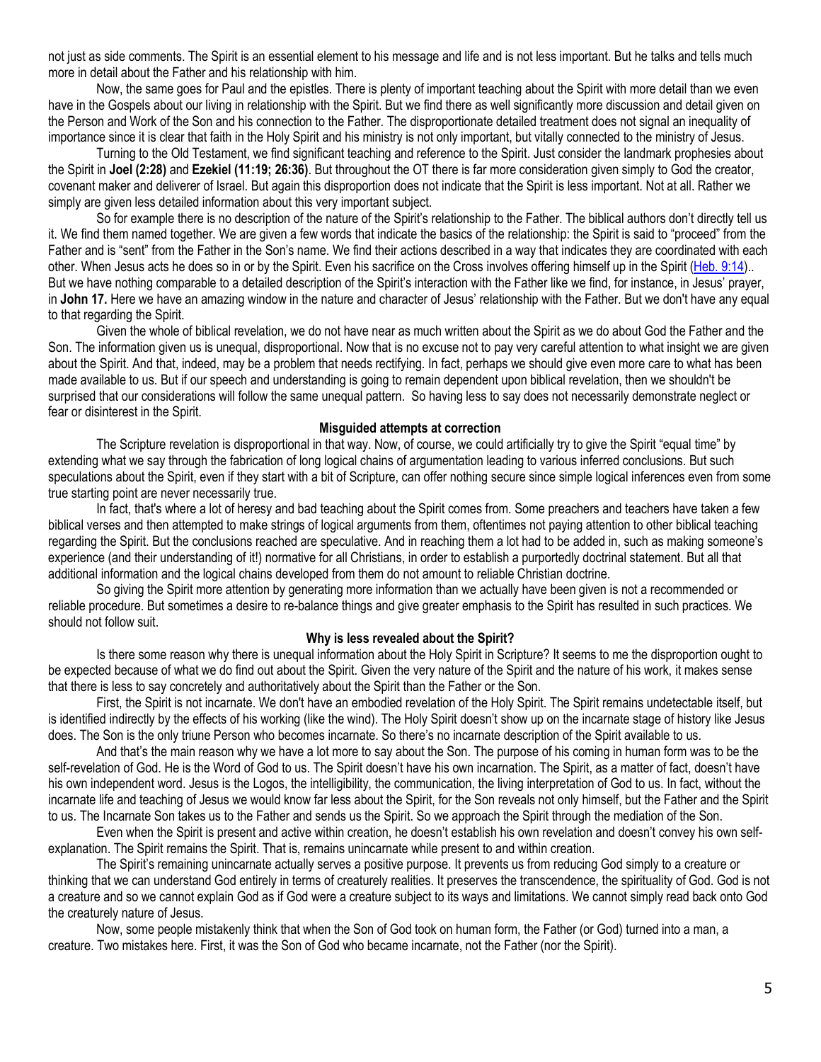not just as side comments. The Spirit is an essential element to his message and life and is not less important. But he talks and tells much more in detail about the Father and his relationship with him.

Now, the same goes for Paul and the epistles. There is plenty of important teaching about the Spirit with more detail than we even have in the Gospels about our living in relationship with the Spirit. But we find there as well significantly more discussion and detail given on the Person and Work of the Son and his connection to the Father. The disproportionate detailed treatment does not signal an inequality of importance since it is clear that faith in the Holy Spirit and his ministry is not only important, but vitally connected to the ministry of Jesus.

Turning to the Old Testament, we find significant teaching and reference to the Spirit. Just consider the landmark prophesies about the Spirit in **Joel (2:28)** and **Ezekiel (11:19; 26:36)**. But throughout the OT there is far more consideration given simply to God the creator, covenant maker and deliverer of Israel. But again this disproportion does not indicate that the Spirit is less important. Not at all. Rather we simply are given less detailed information about this very important subject.

So for example there is no description of the nature of the Spirit's relationship to the Father. The biblical authors don't directly tell us it. We find them named together. We are given a few words that indicate the basics of the relationship: the Spirit is said to "proceed" from the Father and is "sent" from the Father in the Son's name. We find their actions described in a way that indicates they are coordinated with each other. When Jesus acts he does so in or by the Spirit. Even his sacrifice on the Cross involves offering himself up in the Spirit (Heb. 9:14).. But we have nothing comparable to a detailed description of the Spirit's interaction with the Father like we find, for instance, in Jesus' prayer, in **John 17.** Here we have an amazing window in the nature and character of Jesus' relationship with the Father. But we don't have any equal to that regarding the Spirit.

Given the whole of biblical revelation, we do not have near as much written about the Spirit as we do about God the Father and the Son. The information given us is unequal, disproportional. Now that is no excuse not to pay very careful attention to what insight we are given about the Spirit. And that, indeed, may be a problem that needs rectifying. In fact, perhaps we should give even more care to what has been made available to us. But if our speech and understanding is going to remain dependent upon biblical revelation, then we shouldn't be surprised that our considerations will follow the same unequal pattern. So having less to say does not necessarily demonstrate neglect or fear or disinterest in the Spirit.

**Misguided attempts at correction**

The Scripture revelation is disproportional in that way. Now, of course, we could artificially try to give the Spirit "equal time" by extending what we say through the fabrication of long logical chains of argumentation leading to various inferred conclusions. But such speculations about the Spirit, even if they start with a bit of Scripture, can offer nothing secure since simple logical inferences even from some true starting point are never necessarily true.

In fact, that's where a lot of heresy and bad teaching about the Spirit comes from. Some preachers and teachers have taken a few biblical verses and then attempted to make strings of logical arguments from them, oftentimes not paying attention to other biblical teaching regarding the Spirit. But the conclusions reached are speculative. And in reaching them a lot had to be added in, such as making someone's experience (and their understanding of it!) normative for all Christians, in order to establish a purportedly doctrinal statement. But all that additional information and the logical chains developed from them do not amount to reliable Christian doctrine.

So giving the Spirit more attention by generating more information than we actually have been given is not a recommended or reliable procedure. But sometimes a desire to re-balance things and give greater emphasis to the Spirit has resulted in such practices. We should not follow suit.

**Why is less revealed about the Spirit?**

Is there some reason why there is unequal information about the Holy Spirit in Scripture? It seems to me the disproportion ought to be expected because of what we do find out about the Spirit. Given the very nature of the Spirit and the nature of his work, it makes sense that there is less to say concretely and authoritatively about the Spirit than the Father or the Son.

First, the Spirit is not incarnate. We don't have an embodied revelation of the Holy Spirit. The Spirit remains undetectable itself, but is identified indirectly by the effects of his working (like the wind). The Holy Spirit doesn't show up on the incarnate stage of history like Jesus does. The Son is the only triune Person who becomes incarnate. So there's no incarnate description of the Spirit available to us.

And that's the main reason why we have a lot more to say about the Son. The purpose of his coming in human form was to be the self-revelation of God. He is the Word of God to us. The Spirit doesn't have his own incarnation. The Spirit, as a matter of fact, doesn't have his own independent word. Jesus is the Logos, the intelligibility, the communication, the living interpretation of God to us. In fact, without the incarnate life and teaching of Jesus we would know far less about the Spirit, for the Son reveals not only himself, but the Father and the Spirit to us. The Incarnate Son takes us to the Father and sends us the Spirit. So we approach the Spirit through the mediation of the Son.

Even when the Spirit is present and active within creation, he doesn't establish his own revelation and doesn't convey his own self-explanation. The Spirit remains the Spirit. That is, remains unincarnate while present to and within creation.

The Spirit's remaining unincarnate actually serves a positive purpose. It prevents us from reducing God simply to a creature or thinking that we can understand God entirely in terms of creaturely realities. It preserves the transcendence, the spirituality of God. God is not a creature and so we cannot explain God as if God were a creature subject to its ways and limitations. We cannot simply read back onto God the creaturely nature of Jesus.

Now, some people mistakenly think that when the Son of God took on human form, the Father (or God) turned into a man, a creature. Two mistakes here. First, it was the Son of God who became incarnate, not the Father (nor the Spirit).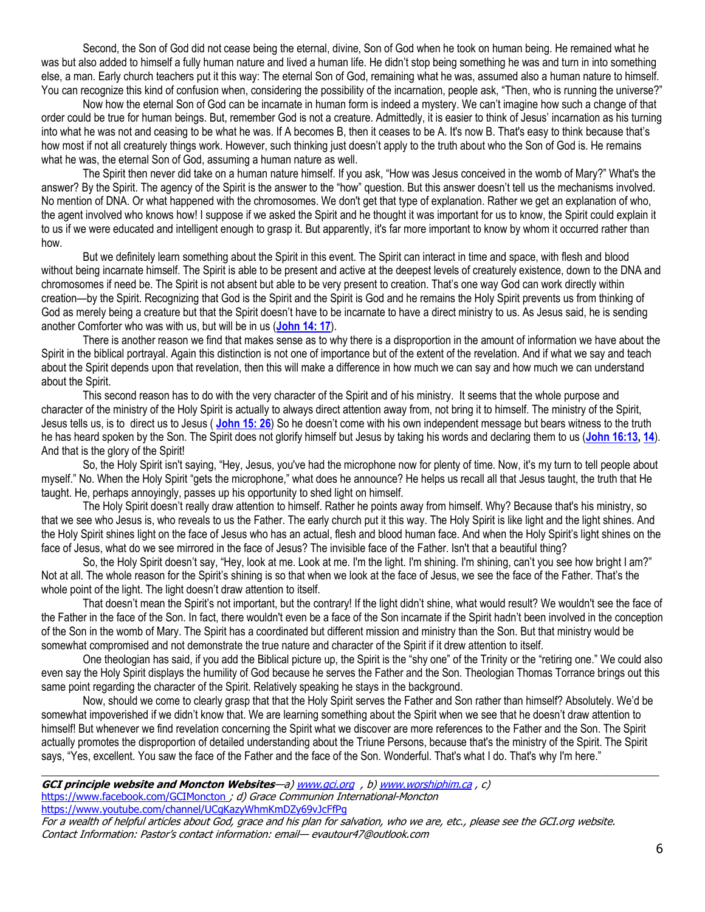Second, the Son of God did not cease being the eternal, divine, Son of God when he took on human being. He remained what he was but also added to himself a fully human nature and lived a human life. He didn't stop being something he was and turn in into something else, a man. Early church teachers put it this way: The eternal Son of God, remaining what he was, assumed also a human nature to himself. You can recognize this kind of confusion when, considering the possibility of the incarnation, people ask, "Then, who is running the universe?"

Now how the eternal Son of God can be incarnate in human form is indeed a mystery. We can't imagine how such a change of that order could be true for human beings. But, remember God is not a creature. Admittedly, it is easier to think of Jesus' incarnation as his turning into what he was not and ceasing to be what he was. If A becomes B, then it ceases to be A. It's now B. That's easy to think because that's how most if not all creaturely things work. However, such thinking just doesn't apply to the truth about who the Son of God is. He remains what he was, the eternal Son of God, assuming a human nature as well.

The Spirit then never did take on a human nature himself. If you ask, "How was Jesus conceived in the womb of Mary?" What's the answer? By the Spirit. The agency of the Spirit is the answer to the "how" question. But this answer doesn't tell us the mechanisms involved. No mention of DNA. Or what happened with the chromosomes. We don't get that type of explanation. Rather we get an explanation of who, the agent involved who knows how! I suppose if we asked the Spirit and he thought it was important for us to know, the Spirit could explain it to us if we were educated and intelligent enough to grasp it. But apparently, it's far more important to know by whom it occurred rather than how.

But we definitely learn something about the Spirit in this event. The Spirit can interact in time and space, with flesh and blood without being incarnate himself. The Spirit is able to be present and active at the deepest levels of creaturely existence, down to the DNA and chromosomes if need be. The Spirit is not absent but able to be very present to creation. That's one way God can work directly within creation—by the Spirit. Recognizing that God is the Spirit and the Spirit is God and he remains the Holy Spirit prevents us from thinking of God as merely being a creature but that the Spirit doesn't have to be incarnate to have a direct ministry to us. As Jesus said, he is sending another Comforter who was with us, but will be in us (**John 14: 17**).

There is another reason we find that makes sense as to why there is a disproportion in the amount of information we have about the Spirit in the biblical portrayal. Again this distinction is not one of importance but of the extent of the revelation. And if what we say and teach about the Spirit depends upon that revelation, then this will make a difference in how much we can say and how much we can understand about the Spirit.

This second reason has to do with the very character of the Spirit and of his ministry. It seems that the whole purpose and character of the ministry of the Holy Spirit is actually to always direct attention away from, not bring it to himself. The ministry of the Spirit, Jesus tells us, is to direct us to Jesus ( **John 15: 26**) So he doesn't come with his own independent message but bears witness to the truth he has heard spoken by the Son. The Spirit does not glorify himself but Jesus by taking his words and declaring them to us (**John 16:13, 14**). And that is the glory of the Spirit!

So, the Holy Spirit isn't saying, "Hey, Jesus, you've had the microphone now for plenty of time. Now, it's my turn to tell people about myself." No. When the Holy Spirit "gets the microphone," what does he announce? He helps us recall all that Jesus taught, the truth that He taught. He, perhaps annoyingly, passes up his opportunity to shed light on himself.

The Holy Spirit doesn't really draw attention to himself. Rather he points away from himself. Why? Because that's his ministry, so that we see who Jesus is, who reveals to us the Father. The early church put it this way. The Holy Spirit is like light and the light shines. And the Holy Spirit shines light on the face of Jesus who has an actual, flesh and blood human face. And when the Holy Spirit's light shines on the face of Jesus, what do we see mirrored in the face of Jesus? The invisible face of the Father. Isn't that a beautiful thing?

So, the Holy Spirit doesn't say, "Hey, look at me. Look at me. I'm the light. I'm shining. I'm shining, can't you see how bright I am?" Not at all. The whole reason for the Spirit's shining is so that when we look at the face of Jesus, we see the face of the Father. That's the whole point of the light. The light doesn't draw attention to itself.

That doesn't mean the Spirit's not important, but the contrary! If the light didn't shine, what would result? We wouldn't see the face of the Father in the face of the Son. In fact, there wouldn't even be a face of the Son incarnate if the Spirit hadn't been involved in the conception of the Son in the womb of Mary. The Spirit has a coordinated but different mission and ministry than the Son. But that ministry would be somewhat compromised and not demonstrate the true nature and character of the Spirit if it drew attention to itself.

One theologian has said, if you add the Biblical picture up, the Spirit is the "shy one" of the Trinity or the "retiring one." We could also even say the Holy Spirit displays the humility of God because he serves the Father and the Son. Theologian Thomas Torrance brings out this same point regarding the character of the Spirit. Relatively speaking he stays in the background.

Now, should we come to clearly grasp that that the Holy Spirit serves the Father and Son rather than himself? Absolutely. We'd be somewhat impoverished if we didn't know that. We are learning something about the Spirit when we see that he doesn't draw attention to himself! But whenever we find revelation concerning the Spirit what we discover are more references to the Father and the Son. The Spirit actually promotes the disproportion of detailed understanding about the Triune Persons, because that's the ministry of the Spirit. The Spirit says, "Yes, excellent. You saw the face of the Father and the face of the Son. Wonderful. That's what I do. That's why I'm here."

---

***GCI principle website and Moncton Websites****—a) www.gci.org , b) www.worshiphim.ca , c) https://www.facebook.com/GCIMoncton ; d) Grace Communion International-Moncton https://www.youtube.com/channel/UCgKazyWhmKmDZy69vJcFfPg*

*For a wealth of helpful articles about God, grace and his plan for salvation, who we are, etc., please see the GCI.org website. Contact Information: Pastor's contact information: email— evautour47@outlook.com*